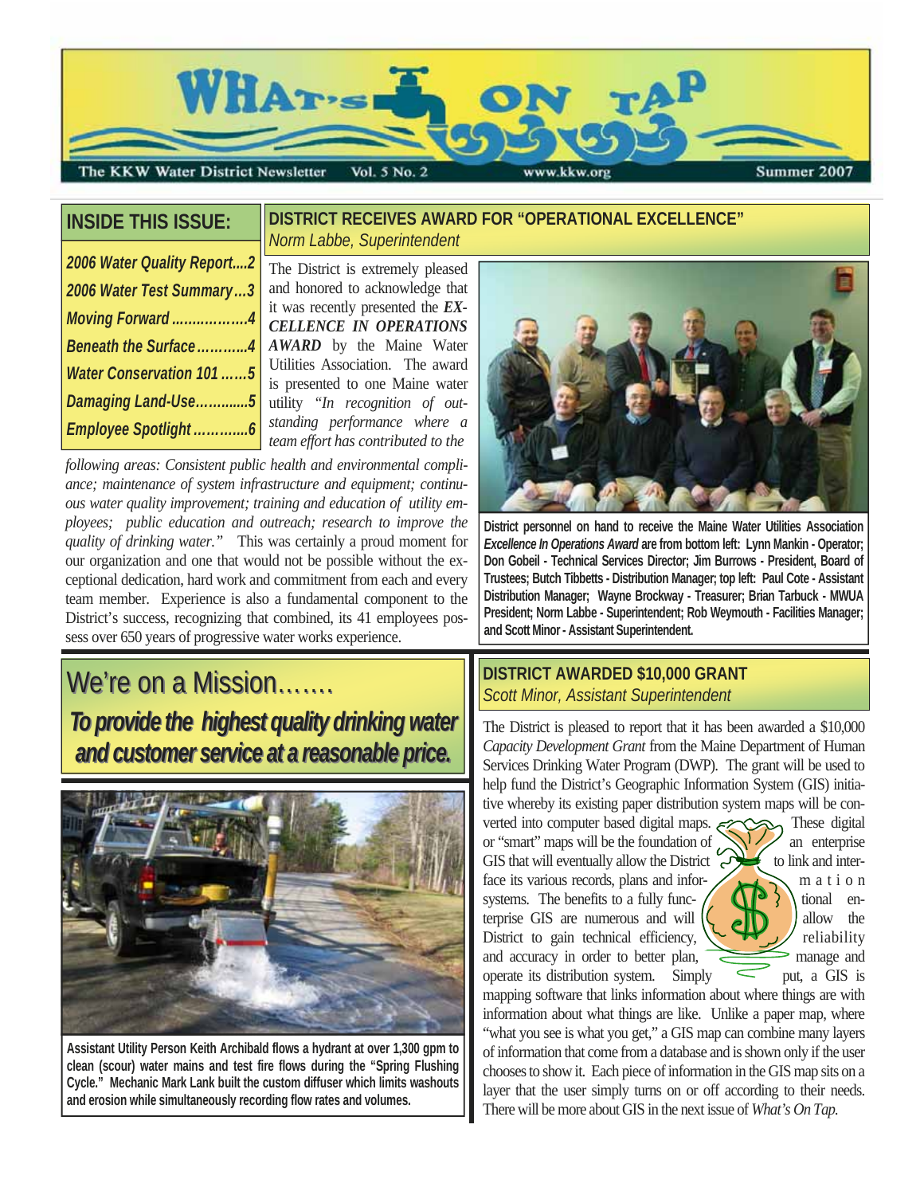# WHAT'S ON TAP

The KKW Water District Newsletter Vol. 5 No. 2 www.kkw.org Summer 2007

## INSIDE THIS ISSUE:

- *2006 Water Quality Report....2*
- *2006 Water Test Summary...3*
- *Moving Forward ..................4*
- *Beneath the Surface ............4*
- *Water Conservation 101 ......5*
- *Damaging Land-Use.............5*
- *Employee Spotlight .............6*

## DISTRICT RECEIVES AWARD FOR "OPERATIONAL EXCELLENCE"

*Norm Labbe, Superintendent*

The District is extremely pleased and honored to acknowledge that it was recently presented the ***EXCELLENCE IN OPERATIONS AWARD*** by the Maine Water Utilities Association. The award is presented to one Maine water utility *"In recognition of outstanding performance where a team effort has contributed to the following areas: Consistent public health and environmental compliance; maintenance of system infrastructure and equipment; continuous water quality improvement; training and education of utility employees; public education and outreach; research to improve the quality of drinking water."* This was certainly a proud moment for our organization and one that would not be possible without the exceptional dedication, hard work and commitment from each and every team member. Experience is also a fundamental component to the District's success, recognizing that combined, its 41 employees possess over 650 years of progressive water works experience.

**District personnel on hand to receive the Maine Water Utilities Association *Excellence In Operations Award* are from bottom left: Lynn Mankin - Operator; Don Gobeil - Technical Services Director; Jim Burrows - President, Board of Trustees; Butch Tibbetts - Distribution Manager; top left: Paul Cote - Assistant Distribution Manager; Wayne Brockway - Treasurer; Brian Tarbuck - MWUA President; Norm Labbe - Superintendent; Rob Weymouth - Facilities Manager; and Scott Minor - Assistant Superintendent.**

## We're on a Mission.......

***To provide the highest quality drinking water and customer service at a reasonable price.***

**Assistant Utility Person Keith Archibald flows a hydrant at over 1,300 gpm to clean (scour) water mains and test fire flows during the "Spring Flushing Cycle." Mechanic Mark Lank built the custom diffuser which limits washouts and erosion while simultaneously recording flow rates and volumes.**

## DISTRICT AWARDED $10,000 GRANT

*Scott Minor, Assistant Superintendent*

The District is pleased to report that it has been awarded a $10,000 *Capacity Development Grant* from the Maine Department of Human Services Drinking Water Program (DWP). The grant will be used to help fund the District's Geographic Information System (GIS) initiative whereby its existing paper distribution system maps will be converted into computer based digital maps. These digital or "smart" maps will be the foundation of an enterprise GIS that will eventually allow the District to link and interface its various records, plans and information systems. The benefits to a fully functional enterprise GIS are numerous and will allow the District to gain technical efficiency, reliability and accuracy in order to better plan, manage and operate its distribution system. Simply put, a GIS is mapping software that links information about where things are with information about what things are like. Unlike a paper map, where "what you see is what you get," a GIS map can combine many layers of information that come from a database and is shown only if the user chooses to show it. Each piece of information in the GIS map sits on a layer that the user simply turns on or off according to their needs. There will be more about GIS in the next issue of *What's On Tap.*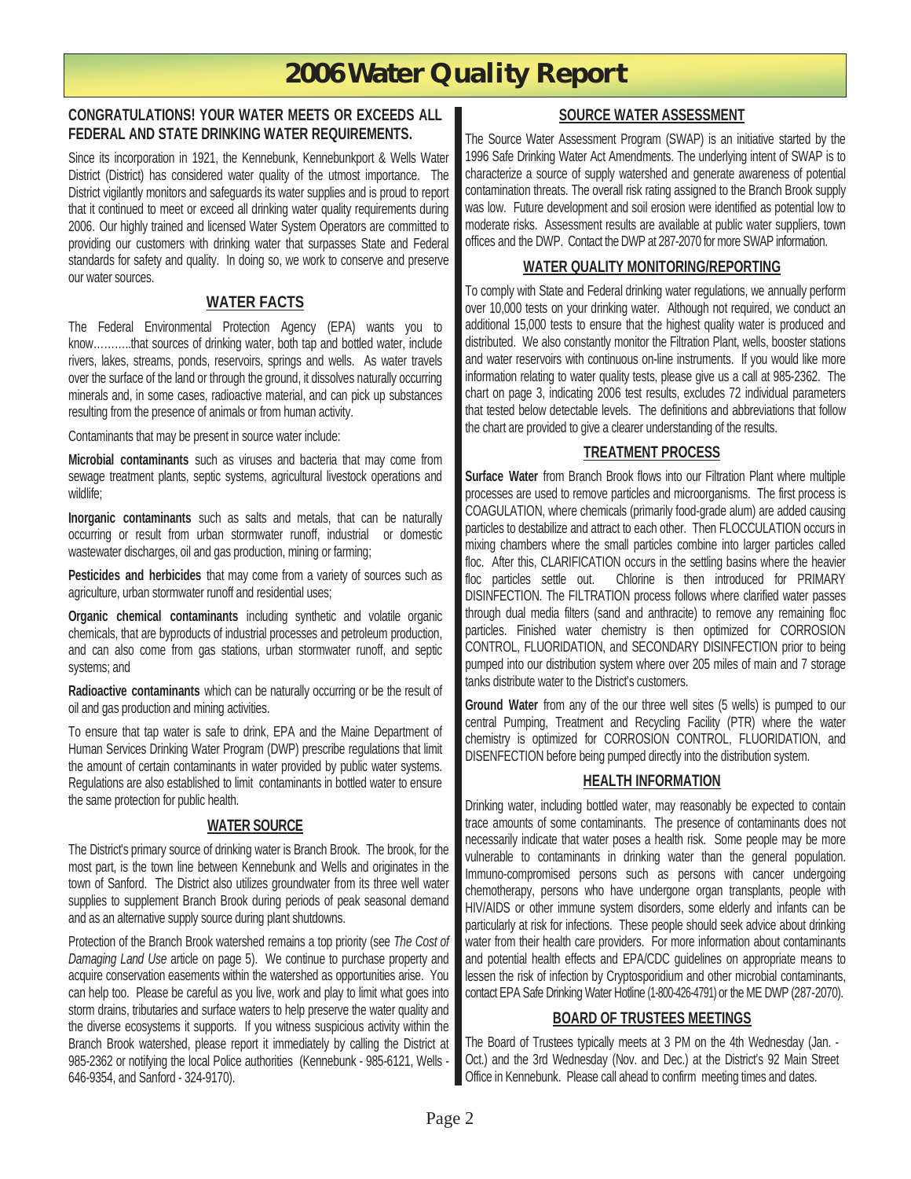# 2006 Water Quality Report

**CONGRATULATIONS! YOUR WATER MEETS OR EXCEEDS ALL FEDERAL AND STATE DRINKING WATER REQUIREMENTS.**

Since its incorporation in 1921, the Kennebunk, Kennebunkport & Wells Water District (District) has considered water quality of the utmost importance. The District vigilantly monitors and safeguards its water supplies and is proud to report that it continued to meet or exceed all drinking water quality requirements during 2006. Our highly trained and licensed Water System Operators are committed to providing our customers with drinking water that surpasses State and Federal standards for safety and quality. In doing so, we work to conserve and preserve our water sources.

## WATER FACTS

The Federal Environmental Protection Agency (EPA) wants you to know………..that sources of drinking water, both tap and bottled water, include rivers, lakes, streams, ponds, reservoirs, springs and wells. As water travels over the surface of the land or through the ground, it dissolves naturally occurring minerals and, in some cases, radioactive material, and can pick up substances resulting from the presence of animals or from human activity.

Contaminants that may be present in source water include:

**Microbial contaminants** such as viruses and bacteria that may come from sewage treatment plants, septic systems, agricultural livestock operations and wildlife;

**Inorganic contaminants** such as salts and metals, that can be naturally occurring or result from urban stormwater runoff, industrial or domestic wastewater discharges, oil and gas production, mining or farming;

**Pesticides and herbicides** that may come from a variety of sources such as agriculture, urban stormwater runoff and residential uses;

**Organic chemical contaminants** including synthetic and volatile organic chemicals, that are byproducts of industrial processes and petroleum production, and can also come from gas stations, urban stormwater runoff, and septic systems; and

**Radioactive contaminants** which can be naturally occurring or be the result of oil and gas production and mining activities.

To ensure that tap water is safe to drink, EPA and the Maine Department of Human Services Drinking Water Program (DWP) prescribe regulations that limit the amount of certain contaminants in water provided by public water systems. Regulations are also established to limit contaminants in bottled water to ensure the same protection for public health.

## WATER SOURCE

The District's primary source of drinking water is Branch Brook. The brook, for the most part, is the town line between Kennebunk and Wells and originates in the town of Sanford. The District also utilizes groundwater from its three well water supplies to supplement Branch Brook during periods of peak seasonal demand and as an alternative supply source during plant shutdowns.

Protection of the Branch Brook watershed remains a top priority (see *The Cost of Damaging Land Use* article on page 5). We continue to purchase property and acquire conservation easements within the watershed as opportunities arise. You can help too. Please be careful as you live, work and play to limit what goes into storm drains, tributaries and surface waters to help preserve the water quality and the diverse ecosystems it supports. If you witness suspicious activity within the Branch Brook watershed, please report it immediately by calling the District at 985-2362 or notifying the local Police authorities (Kennebunk - 985-6121, Wells - 646-9354, and Sanford - 324-9170).

## SOURCE WATER ASSESSMENT

The Source Water Assessment Program (SWAP) is an initiative started by the 1996 Safe Drinking Water Act Amendments. The underlying intent of SWAP is to characterize a source of supply watershed and generate awareness of potential contamination threats. The overall risk rating assigned to the Branch Brook supply was low. Future development and soil erosion were identified as potential low to moderate risks. Assessment results are available at public water suppliers, town offices and the DWP. Contact the DWP at 287-2070 for more SWAP information.

## WATER QUALITY MONITORING/REPORTING

To comply with State and Federal drinking water regulations, we annually perform over 10,000 tests on your drinking water. Although not required, we conduct an additional 15,000 tests to ensure that the highest quality water is produced and distributed. We also constantly monitor the Filtration Plant, wells, booster stations and water reservoirs with continuous on-line instruments. If you would like more information relating to water quality tests, please give us a call at 985-2362. The chart on page 3, indicating 2006 test results, excludes 72 individual parameters that tested below detectable levels. The definitions and abbreviations that follow the chart are provided to give a clearer understanding of the results.

## TREATMENT PROCESS

**Surface Water** from Branch Brook flows into our Filtration Plant where multiple processes are used to remove particles and microorganisms. The first process is COAGULATION, where chemicals (primarily food-grade alum) are added causing particles to destabilize and attract to each other. Then FLOCCULATION occurs in mixing chambers where the small particles combine into larger particles called floc. After this, CLARIFICATION occurs in the settling basins where the heavier floc particles settle out. Chlorine is then introduced for PRIMARY DISINFECTION. The FILTRATION process follows where clarified water passes through dual media filters (sand and anthracite) to remove any remaining floc particles. Finished water chemistry is then optimized for CORROSION CONTROL, FLUORIDATION, and SECONDARY DISINFECTION prior to being pumped into our distribution system where over 205 miles of main and 7 storage tanks distribute water to the District's customers.

**Ground Water** from any of the our three well sites (5 wells) is pumped to our central Pumping, Treatment and Recycling Facility (PTR) where the water chemistry is optimized for CORROSION CONTROL, FLUORIDATION, and DISENFECTION before being pumped directly into the distribution system.

## HEALTH INFORMATION

Drinking water, including bottled water, may reasonably be expected to contain trace amounts of some contaminants. The presence of contaminants does not necessarily indicate that water poses a health risk. Some people may be more vulnerable to contaminants in drinking water than the general population. Immuno-compromised persons such as persons with cancer undergoing chemotherapy, persons who have undergone organ transplants, people with HIV/AIDS or other immune system disorders, some elderly and infants can be particularly at risk for infections. These people should seek advice about drinking water from their health care providers. For more information about contaminants and potential health effects and EPA/CDC guidelines on appropriate means to lessen the risk of infection by Cryptosporidium and other microbial contaminants, contact EPA Safe Drinking Water Hotline (1-800-426-4791) or the ME DWP (287-2070).

## BOARD OF TRUSTEES MEETINGS

The Board of Trustees typically meets at 3 PM on the 4th Wednesday (Jan. - Oct.) and the 3rd Wednesday (Nov. and Dec.) at the District's 92 Main Street Office in Kennebunk. Please call ahead to confirm meeting times and dates.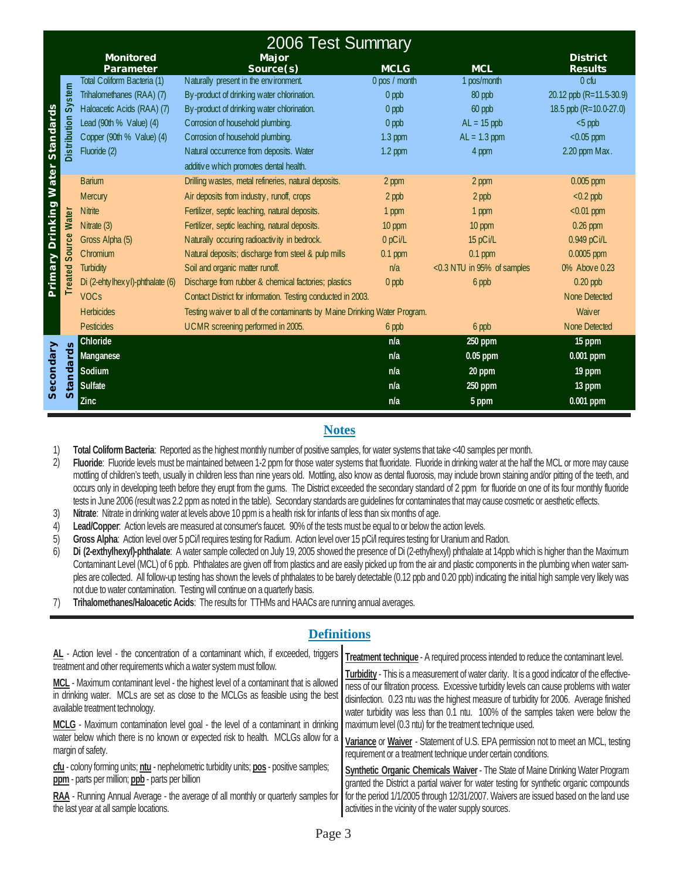# 2006 Test Summary

| | | Monitored Parameter | Major Source(s) | MCLG | MCL | District Results |
|---|---|---|---|---|---|---|
| Primary Drinking Water Standards | Distribution System | Total Coliform Bacteria (1) | Naturally present in the environment. | 0 pos / month | 1 pos/month | 0 cfu |
| | | Trihalomethanes (RAA) (7) | By-product of drinking water chlorination. | 0 ppb | 80 ppb | 20.12 ppb (R=11.5-30.9) |
| | | Haloacetic Acids (RAA) (7) | By-product of drinking water chlorination. | 0 ppb | 60 ppb | 18.5 ppb (R=10.0-27.0) |
| | | Lead (90th % Value) (4) | Corrosion of household plumbing. | 0 ppb | AL = 15 ppb | <5 ppb |
| | | Copper (90th % Value) (4) | Corrosion of household plumbing. | 1.3 ppm | AL = 1.3 ppm | <0.05 ppm |
| | | Fluoride (2) | Natural occurrence from deposits. Water additive which promotes dental health. | 1.2 ppm | 4 ppm | 2.20 ppm Max. |
| | Treated Source Water | Barium | Drilling wastes, metal refineries, natural deposits. | 2 ppm | 2 ppm | 0.005 ppm |
| | | Mercury | Air deposits from industry, runoff, crops | 2 ppb | 2 ppb | <0.2 ppb |
| | | Nitrite | Fertilizer, septic leaching, natural deposits. | 1 ppm | 1 ppm | <0.01 ppm |
| | | Nitrate (3) | Fertilizer, septic leaching, natural deposits. | 10 ppm | 10 ppm | 0.26 ppm |
| | | Gross Alpha (5) | Naturally occuring radioactivity in bedrock. | 0 pCi/L | 15 pCi/L | 0.949 pCi/L |
| | | Chromium | Natural deposits; discharge from steel & pulp mills | 0.1 ppm | 0.1 ppm | 0.0005 ppm |
| | | Turbidity | Soil and organic matter runoff. | n/a | <0.3 NTU in 95% of samples | 0% Above 0.23 |
| | | Di (2-ethylhexyl)-phthalate (6) | Discharge from rubber & chemical factories; plastics | 0 ppb | 6 ppb | 0.20 ppb |
| | | VOCs | Contact District for information. Testing conducted in 2003. | | | None Detected |
| | | Herbicides | Testing waiver to all of the contaminants by Maine Drinking Water Program. | | | Waiver |
| | | Pesticides | UCMR screening performed in 2005. | 6 ppb | 6 ppb | None Detected |
| Secondary Standards | | Chloride | | n/a | 250 ppm | 15 ppm |
| | | Manganese | | n/a | 0.05 ppm | 0.001 ppm |
| | | Sodium | | n/a | 20 ppm | 19 ppm |
| | | Sulfate | | n/a | 250 ppm | 13 ppm |
| | | Zinc | | n/a | 5 ppm | 0.001 ppm |

## Notes

1) **Total Coliform Bacteria**: Reported as the highest monthly number of positive samples, for water systems that take <40 samples per month.
2) **Fluoride**: Fluoride levels must be maintained between 1-2 ppm for those water systems that fluoridate. Fluoride in drinking water at the half the MCL or more may cause mottling of children's teeth, usually in children less than nine years old. Mottling, also know as dental fluorosis, may include brown staining and/or pitting of the teeth, and occurs only in developing teeth before they erupt from the gums. The District exceeded the secondary standard of 2 ppm for fluoride on one of its four monthly fluoride tests in June 2006 (result was 2.2 ppm as noted in the table). Secondary standards are guidelines for contaminates that may cause cosmetic or aesthetic effects.
3) **Nitrate**: Nitrate in drinking water at levels above 10 ppm is a health risk for infants of less than six months of age.
4) **Lead/Copper**: Action levels are measured at consumer's faucet. 90% of the tests must be equal to or below the action levels.
5) **Gross Alpha**: Action level over 5 pCi/l requires testing for Radium. Action level over 15 pCi/l requires testing for Uranium and Radon.
6) **Di (2-exthylhexyl)-phthalate**: A water sample collected on July 19, 2005 showed the presence of Di (2-ethylhexyl) phthalate at 14ppb which is higher than the Maximum Contaminant Level (MCL) of 6 ppb. Phthalates are given off from plastics and are easily picked up from the air and plastic components in the plumbing when water samples are collected. All follow-up testing has shown the levels of phthalates to be barely detectable (0.12 ppb and 0.20 ppb) indicating the initial high sample very likely was not due to water contamination. Testing will continue on a quarterly basis.
7) **Trihalomethanes/Haloacetic Acids**: The results for TTHMs and HAACs are running annual averages.

## Definitions

**AL** - Action level - the concentration of a contaminant which, if exceeded, triggers treatment and other requirements which a water system must follow.

**MCL** - Maximum contaminant level - the highest level of a contaminant that is allowed in drinking water. MCLs are set as close to the MCLGs as feasible using the best available treatment technology.

**MCLG** - Maximum contamination level goal - the level of a contaminant in drinking water below which there is no known or expected risk to health. MCLGs allow for a margin of safety.

**cfu** - colony forming units; **ntu** - nephelometric turbidity units; **pos** - positive samples; **ppm** - parts per million; **ppb** - parts per billion

**RAA** - Running Annual Average - the average of all monthly or quarterly samples for the last year at all sample locations.

**Treatment technique** - A required process intended to reduce the contaminant level.

**Turbidity** - This is a measurement of water clarity. It is a good indicator of the effectiveness of our filtration process. Excessive turbidity levels can cause problems with water disinfection. 0.23 ntu was the highest measure of turbidity for 2006. Average finished water turbidity was less than 0.1 ntu. 100% of the samples taken were below the maximum level (0.3 ntu) for the treatment technique used.

**Variance** or **Waiver** - Statement of U.S. EPA permission not to meet an MCL, testing requirement or a treatment technique under certain conditions.

**Synthetic Organic Chemicals Waiver** - The State of Maine Drinking Water Program granted the District a partial waiver for water testing for synthetic organic compounds for the period 1/1/2005 through 12/31/2007. Waivers are issued based on the land use activities in the vicinity of the water supply sources.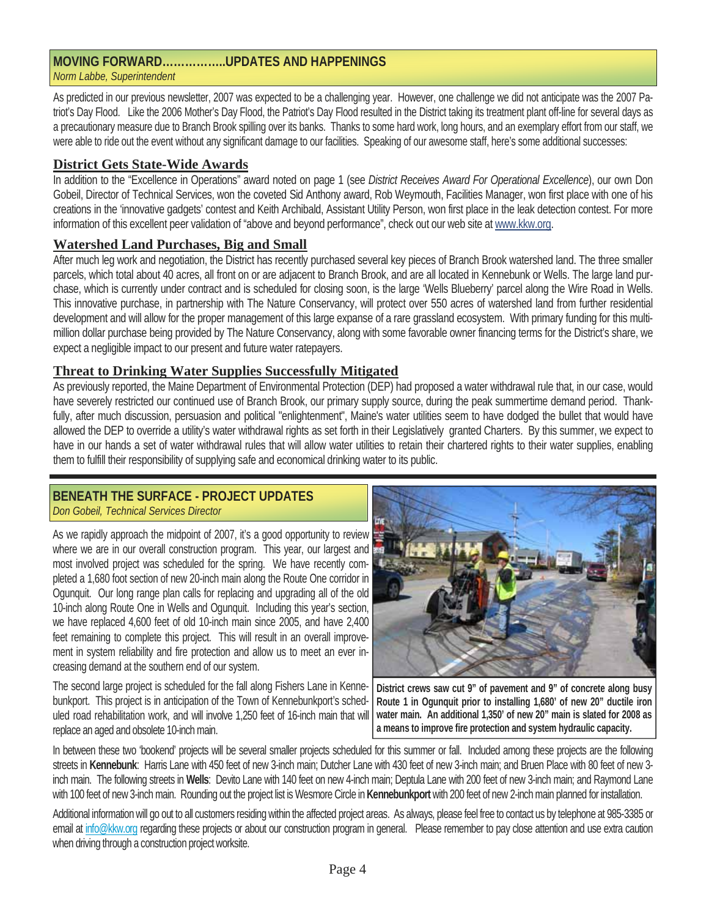## MOVING FORWARD……………..UPDATES AND HAPPENINGS

*Norm Labbe, Superintendent*

As predicted in our previous newsletter, 2007 was expected to be a challenging year. However, one challenge we did not anticipate was the 2007 Patriot's Day Flood. Like the 2006 Mother's Day Flood, the Patriot's Day Flood resulted in the District taking its treatment plant off-line for several days as a precautionary measure due to Branch Brook spilling over its banks. Thanks to some hard work, long hours, and an exemplary effort from our staff, we were able to ride out the event without any significant damage to our facilities. Speaking of our awesome staff, here's some additional successes:

### District Gets State-Wide Awards

In addition to the "Excellence in Operations" award noted on page 1 (see *District Receives Award For Operational Excellence*), our own Don Gobeil, Director of Technical Services, won the coveted Sid Anthony award, Rob Weymouth, Facilities Manager, won first place with one of his creations in the 'innovative gadgets' contest and Keith Archibald, Assistant Utility Person, won first place in the leak detection contest. For more information of this excellent peer validation of "above and beyond performance", check out our web site at www.kkw.org.

### Watershed Land Purchases, Big and Small

After much leg work and negotiation, the District has recently purchased several key pieces of Branch Brook watershed land. The three smaller parcels, which total about 40 acres, all front on or are adjacent to Branch Brook, and are all located in Kennebunk or Wells. The large land purchase, which is currently under contract and is scheduled for closing soon, is the large 'Wells Blueberry' parcel along the Wire Road in Wells. This innovative purchase, in partnership with The Nature Conservancy, will protect over 550 acres of watershed land from further residential development and will allow for the proper management of this large expanse of a rare grassland ecosystem. With primary funding for this multi-million dollar purchase being provided by The Nature Conservancy, along with some favorable owner financing terms for the District's share, we expect a negligible impact to our present and future water ratepayers.

### Threat to Drinking Water Supplies Successfully Mitigated

As previously reported, the Maine Department of Environmental Protection (DEP) had proposed a water withdrawal rule that, in our case, would have severely restricted our continued use of Branch Brook, our primary supply source, during the peak summertime demand period. Thankfully, after much discussion, persuasion and political "enlightenment", Maine's water utilities seem to have dodged the bullet that would have allowed the DEP to override a utility's water withdrawal rights as set forth in their Legislatively granted Charters. By this summer, we expect to have in our hands a set of water withdrawal rules that will allow water utilities to retain their chartered rights to their water supplies, enabling them to fulfill their responsibility of supplying safe and economical drinking water to its public.

## BENEATH THE SURFACE - PROJECT UPDATES

*Don Gobeil, Technical Services Director*

As we rapidly approach the midpoint of 2007, it's a good opportunity to review where we are in our overall construction program. This year, our largest and most involved project was scheduled for the spring. We have recently completed a 1,680 foot section of new 20-inch main along the Route One corridor in Ogunquit. Our long range plan calls for replacing and upgrading all of the old 10-inch along Route One in Wells and Ogunquit. Including this year's section, we have replaced 4,600 feet of old 10-inch main since 2005, and have 2,400 feet remaining to complete this project. This will result in an overall improvement in system reliability and fire protection and allow us to meet an ever increasing demand at the southern end of our system.

The second large project is scheduled for the fall along Fishers Lane in Kennebunkport. This project is in anticipation of the Town of Kennebunkport's scheduled road rehabilitation work, and will involve 1,250 feet of 16-inch main that will replace an aged and obsolete 10-inch main.

**District crews saw cut 9" of pavement and 9" of concrete along busy Route 1 in Ogunquit prior to installing 1,680' of new 20" ductile iron water main. An additional 1,350' of new 20" main is slated for 2008 as a means to improve fire protection and system hydraulic capacity.**

In between these two 'bookend' projects will be several smaller projects scheduled for this summer or fall. Included among these projects are the following streets in **Kennebunk**: Harris Lane with 450 feet of new 3-inch main; Dutcher Lane with 430 feet of new 3-inch main; and Bruen Place with 80 feet of new 3-inch main. The following streets in **Wells**: Devito Lane with 140 feet on new 4-inch main; Deptula Lane with 200 feet of new 3-inch main; and Raymond Lane with 100 feet of new 3-inch main. Rounding out the project list is Wesmore Circle in **Kennebunkport** with 200 feet of new 2-inch main planned for installation.

Additional information will go out to all customers residing within the affected project areas. As always, please feel free to contact us by telephone at 985-3385 or email at info@kkw.org regarding these projects or about our construction program in general. Please remember to pay close attention and use extra caution when driving through a construction project worksite.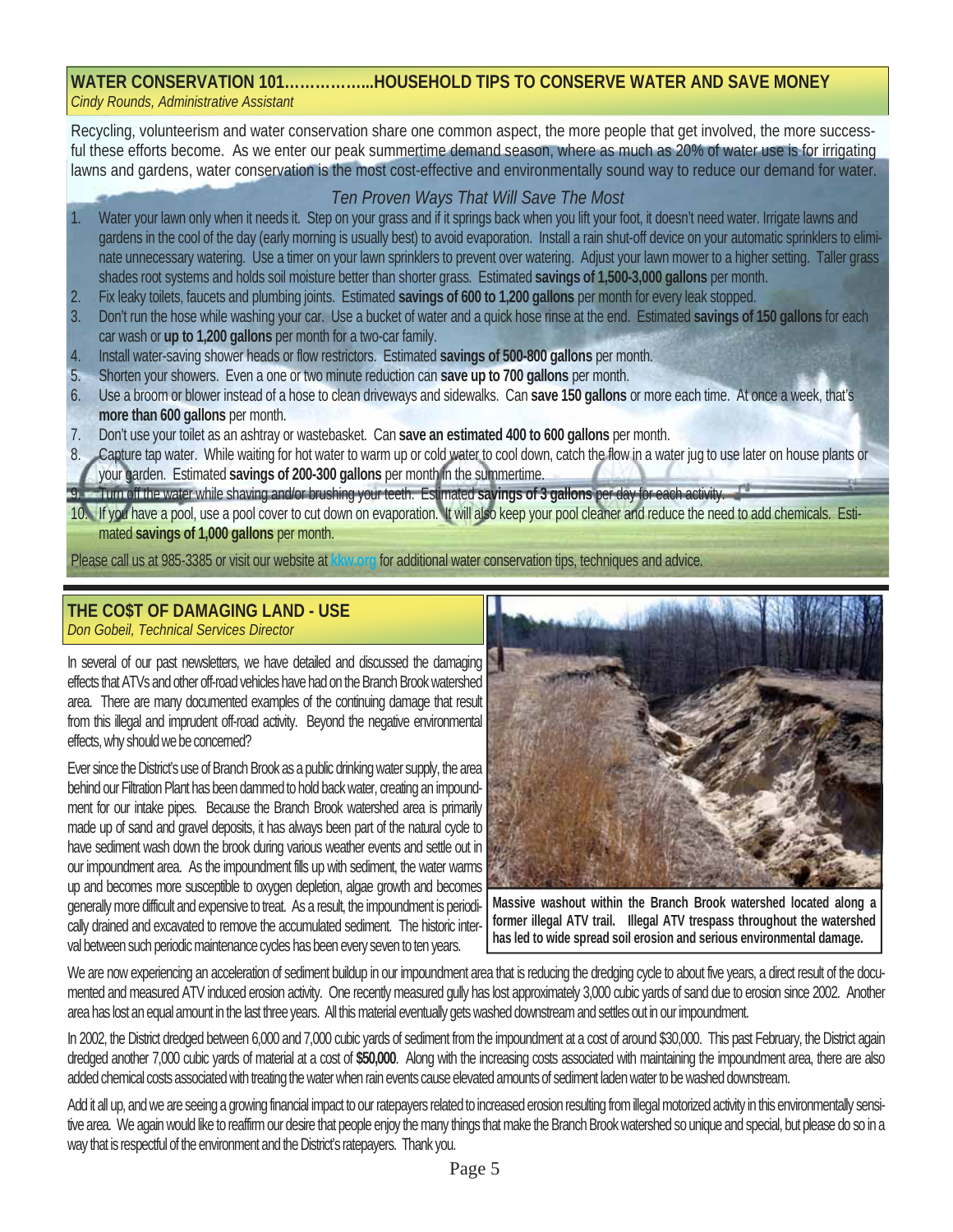## WATER CONSERVATION 101……………...HOUSEHOLD TIPS TO CONSERVE WATER AND SAVE MONEY

*Cindy Rounds, Administrative Assistant*

Recycling, volunteerism and water conservation share one common aspect, the more people that get involved, the more successful these efforts become. As we enter our peak summertime demand season, where as much as 20% of water use is for irrigating lawns and gardens, water conservation is the most cost-effective and environmentally sound way to reduce our demand for water.

### *Ten Proven Ways That Will Save The Most*

1. Water your lawn only when it needs it. Step on your grass and if it springs back when you lift your foot, it doesn't need water. Irrigate lawns and gardens in the cool of the day (early morning is usually best) to avoid evaporation. Install a rain shut-off device on your automatic sprinklers to eliminate unnecessary watering. Use a timer on your lawn sprinklers to prevent over watering. Adjust your lawn mower to a higher setting. Taller grass shades root systems and holds soil moisture better than shorter grass. Estimated **savings of 1,500-3,000 gallons** per month.
2. Fix leaky toilets, faucets and plumbing joints. Estimated **savings of 600 to 1,200 gallons** per month for every leak stopped.
3. Don't run the hose while washing your car. Use a bucket of water and a quick hose rinse at the end. Estimated **savings of 150 gallons** for each car wash or **up to 1,200 gallons** per month for a two-car family.
4. Install water-saving shower heads or flow restrictors. Estimated **savings of 500-800 gallons** per month.
5. Shorten your showers. Even a one or two minute reduction can **save up to 700 gallons** per month.
6. Use a broom or blower instead of a hose to clean driveways and sidewalks. Can **save 150 gallons** or more each time. At once a week, that's **more than 600 gallons** per month.
7. Don't use your toilet as an ashtray or wastebasket. Can **save an estimated 400 to 600 gallons** per month.
8. Capture tap water. While waiting for hot water to warm up or cold water to cool down, catch the flow in a water jug to use later on house plants or your garden. Estimated **savings of 200-300 gallons** per month in the summertime.
9. Turn off the water while shaving and/or brushing your teeth. Estimated **savings of 3 gallons** per day for each activity.
10. If you have a pool, use a pool cover to cut down on evaporation. It will also keep your pool cleaner and reduce the need to add chemicals. Estimated **savings of 1,000 gallons** per month.

Please call us at 985-3385 or visit our website at kkw.org for additional water conservation tips, techniques and advice.

## THE CO$T OF DAMAGING LAND - USE

*Don Gobeil, Technical Services Director*

In several of our past newsletters, we have detailed and discussed the damaging effects that ATVs and other off-road vehicles have had on the Branch Brook watershed area. There are many documented examples of the continuing damage that result from this illegal and imprudent off-road activity. Beyond the negative environmental effects, why should we be concerned?

Ever since the District's use of Branch Brook as a public drinking water supply, the area behind our Filtration Plant has been dammed to hold back water, creating an impoundment for our intake pipes. Because the Branch Brook watershed area is primarily made up of sand and gravel deposits, it has always been part of the natural cycle to have sediment wash down the brook during various weather events and settle out in our impoundment area. As the impoundment fills up with sediment, the water warms up and becomes more susceptible to oxygen depletion, algae growth and becomes generally more difficult and expensive to treat. As a result, the impoundment is periodically drained and excavated to remove the accumulated sediment. The historic interval between such periodic maintenance cycles has been every seven to ten years.

**Massive washout within the Branch Brook watershed located along a former illegal ATV trail. Illegal ATV trespass throughout the watershed has led to wide spread soil erosion and serious environmental damage.**

We are now experiencing an acceleration of sediment buildup in our impoundment area that is reducing the dredging cycle to about five years, a direct result of the documented and measured ATV induced erosion activity. One recently measured gully has lost approximately 3,000 cubic yards of sand due to erosion since 2002. Another area has lost an equal amount in the last three years. All this material eventually gets washed downstream and settles out in our impoundment.

In 2002, the District dredged between 6,000 and 7,000 cubic yards of sediment from the impoundment at a cost of around $30,000. This past February, the District again dredged another 7,000 cubic yards of material at a cost of **$50,000**. Along with the increasing costs associated with maintaining the impoundment area, there are also added chemical costs associated with treating the water when rain events cause elevated amounts of sediment laden water to be washed downstream.

Add it all up, and we are seeing a growing financial impact to our ratepayers related to increased erosion resulting from illegal motorized activity in this environmentally sensitive area. We again would like to reaffirm our desire that people enjoy the many things that make the Branch Brook watershed so unique and special, but please do so in a way that is respectful of the environment and the District's ratepayers. Thank you.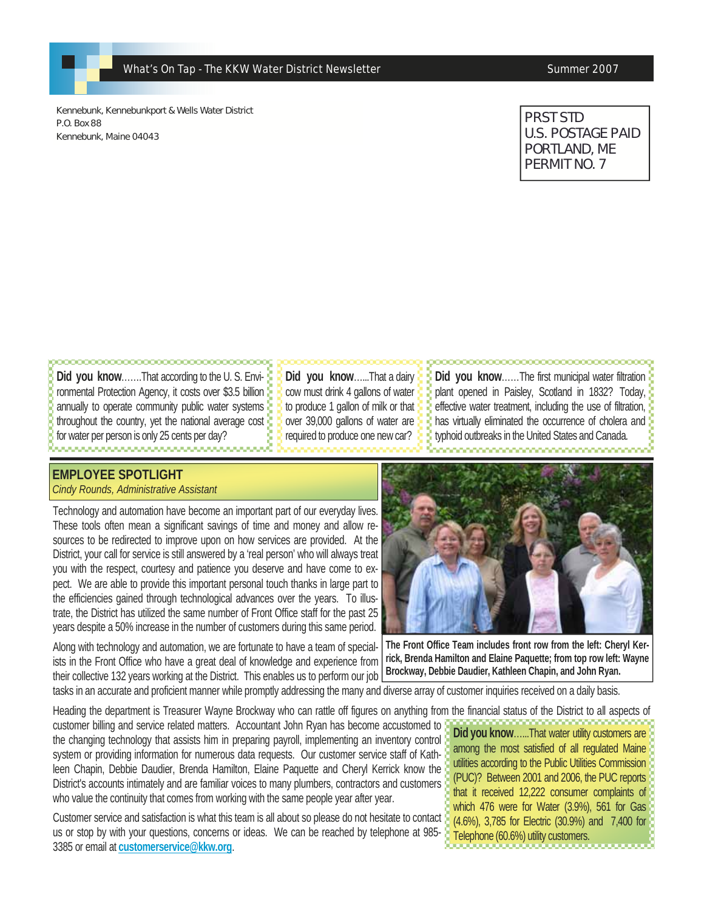What's On Tap - The KKW Water District Newsletter Summer 2007

Kennebunk, Kennebunkport & Wells Water District
P.O. Box 88
Kennebunk, Maine 04043

PRST STD
U.S. POSTAGE PAID
PORTLAND, ME
PERMIT NO. 7

**Did you know**…….That according to the U. S. Environmental Protection Agency, it costs over $3.5 billion annually to operate community public water systems throughout the country, yet the national average cost for water per person is only 25 cents per day?

**Did you know**......That a dairy cow must drink 4 gallons of water to produce 1 gallon of milk or that over 39,000 gallons of water are required to produce one new car?

**Did you know**……The first municipal water filtration plant opened in Paisley, Scotland in 1832? Today, effective water treatment, including the use of filtration, has virtually eliminated the occurrence of cholera and typhoid outbreaks in the United States and Canada.

## EMPLOYEE SPOTLIGHT

*Cindy Rounds, Administrative Assistant*

Technology and automation have become an important part of our everyday lives. These tools often mean a significant savings of time and money and allow resources to be redirected to improve upon on how services are provided. At the District, your call for service is still answered by a 'real person' who will always treat you with the respect, courtesy and patience you deserve and have come to expect. We are able to provide this important personal touch thanks in large part to the efficiencies gained through technological advances over the years. To illustrate, the District has utilized the same number of Front Office staff for the past 25 years despite a 50% increase in the number of customers during this same period.

**The Front Office Team includes front row from the left: Cheryl Kerrick, Brenda Hamilton and Elaine Paquette; from top row left: Wayne Brockway, Debbie Daudier, Kathleen Chapin, and John Ryan.**

Along with technology and automation, we are fortunate to have a team of specialists in the Front Office who have a great deal of knowledge and experience from their collective 132 years working at the District. This enables us to perform our job tasks in an accurate and proficient manner while promptly addressing the many and diverse array of customer inquiries received on a daily basis.

Heading the department is Treasurer Wayne Brockway who can rattle off figures on anything from the financial status of the District to all aspects of customer billing and service related matters. Accountant John Ryan has become accustomed to the changing technology that assists him in preparing payroll, implementing an inventory control system or providing information for numerous data requests. Our customer service staff of Kathleen Chapin, Debbie Daudier, Brenda Hamilton, Elaine Paquette and Cheryl Kerrick know the District's accounts intimately and are familiar voices to many plumbers, contractors and customers who value the continuity that comes from working with the same people year after year.

Customer service and satisfaction is what this team is all about so please do not hesitate to contact us or stop by with your questions, concerns or ideas. We can be reached by telephone at 985-3385 or email at **customerservice@kkw.org**.

**Did you know**......That water utility customers are among the most satisfied of all regulated Maine utilities according to the Public Utilities Commission (PUC)? Between 2001 and 2006, the PUC reports that it received 12,222 consumer complaints of which 476 were for Water (3.9%), 561 for Gas (4.6%), 3,785 for Electric (30.9%) and 7,400 for Telephone (60.6%) utility customers.